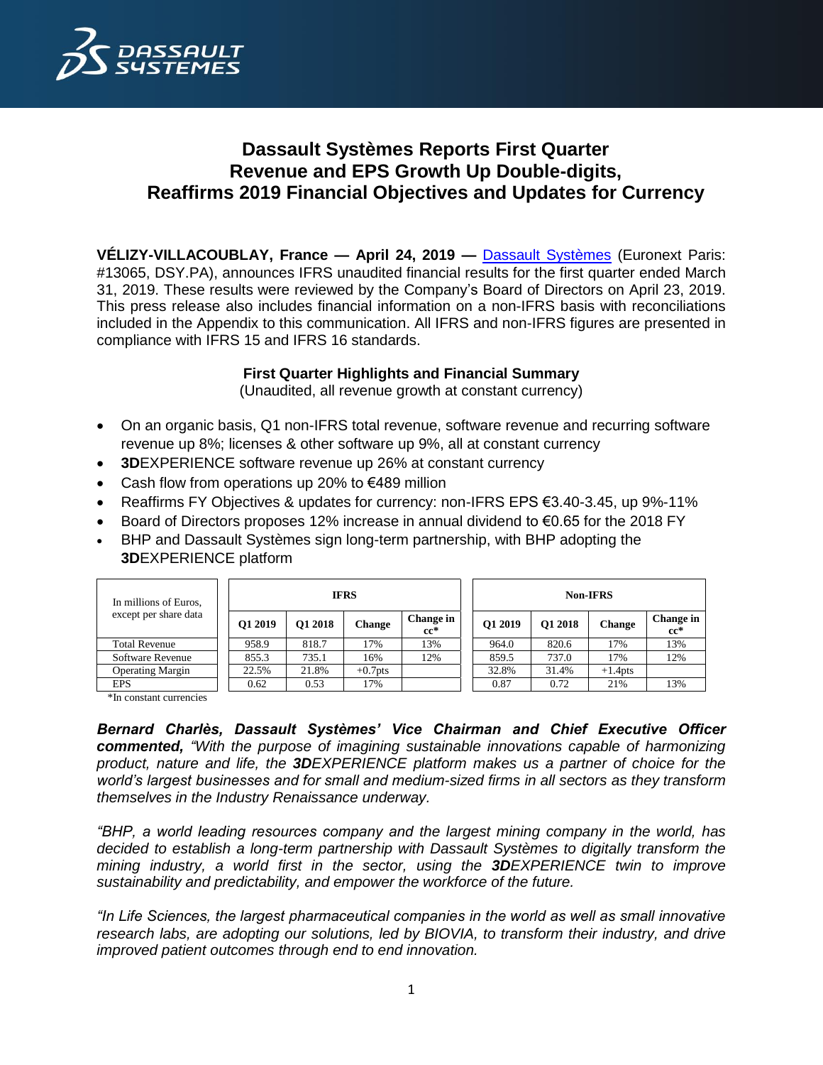# Dassault Systèmes Reports First Quarter Revenue and EPS Growth Up Double-digits, Reaffirms 2019 Financial Objectives and Updates for Currency

**VÉLIZY-VILLACOUBLAY, France — April 24, 2019 —** Dassault Systèmes (Euronext Paris: #13065, DSY.PA), announces IFRS unaudited financial results for the first quarter ended March 31, 2019. These results were reviewed by the Company's Board of Directors on April 23, 2019. This press release also includes financial information on a non-IFRS basis with reconciliations included in the Appendix to this communication. All IFRS and non-IFRS figures are presented in compliance with IFRS 15 and IFRS 16 standards.

**First Quarter Highlights and Financial Summary**
(Unaudited, all revenue growth at constant currency)

- On an organic basis, Q1 non-IFRS total revenue, software revenue and recurring software revenue up 8%; licenses & other software up 9%, all at constant currency
- **3D**EXPERIENCE software revenue up 26% at constant currency
- Cash flow from operations up 20% to €489 million
- Reaffirms FY Objectives & updates for currency: non-IFRS EPS €3.40-3.45, up 9%-11%
- Board of Directors proposes 12% increase in annual dividend to €0.65 for the 2018 FY
- BHP and Dassault Systèmes sign long-term partnership, with BHP adopting the **3D**EXPERIENCE platform

| In millions of Euros, except per share data | IFRS | | | | Non-IFRS | | | |
|---|---|---|---|---|---|---|---|---|
| | Q1 2019 | Q1 2018 | Change | Change in cc* | Q1 2019 | Q1 2018 | Change | Change in cc* |
| Total Revenue | 958.9 | 818.7 | 17% | 13% | 964.0 | 820.6 | 17% | 13% |
| Software Revenue | 855.3 | 735.1 | 16% | 12% | 859.5 | 737.0 | 17% | 12% |
| Operating Margin | 22.5% | 21.8% | +0.7pts | | 32.8% | 31.4% | +1.4pts | |
| EPS | 0.62 | 0.53 | 17% | | 0.87 | 0.72 | 21% | 13% |

*In constant currencies

***Bernard Charlès, Dassault Systèmes' Vice Chairman and Chief Executive Officer commented,*** *"With the purpose of imagining sustainable innovations capable of harmonizing product, nature and life, the **3D**EXPERIENCE platform makes us a partner of choice for the world's largest businesses and for small and medium-sized firms in all sectors as they transform themselves in the Industry Renaissance underway.*

*"BHP, a world leading resources company and the largest mining company in the world, has decided to establish a long-term partnership with Dassault Systèmes to digitally transform the mining industry, a world first in the sector, using the **3D**EXPERIENCE twin to improve sustainability and predictability, and empower the workforce of the future.*

*"In Life Sciences, the largest pharmaceutical companies in the world as well as small innovative research labs, are adopting our solutions, led by BIOVIA, to transform their industry, and drive improved patient outcomes through end to end innovation.*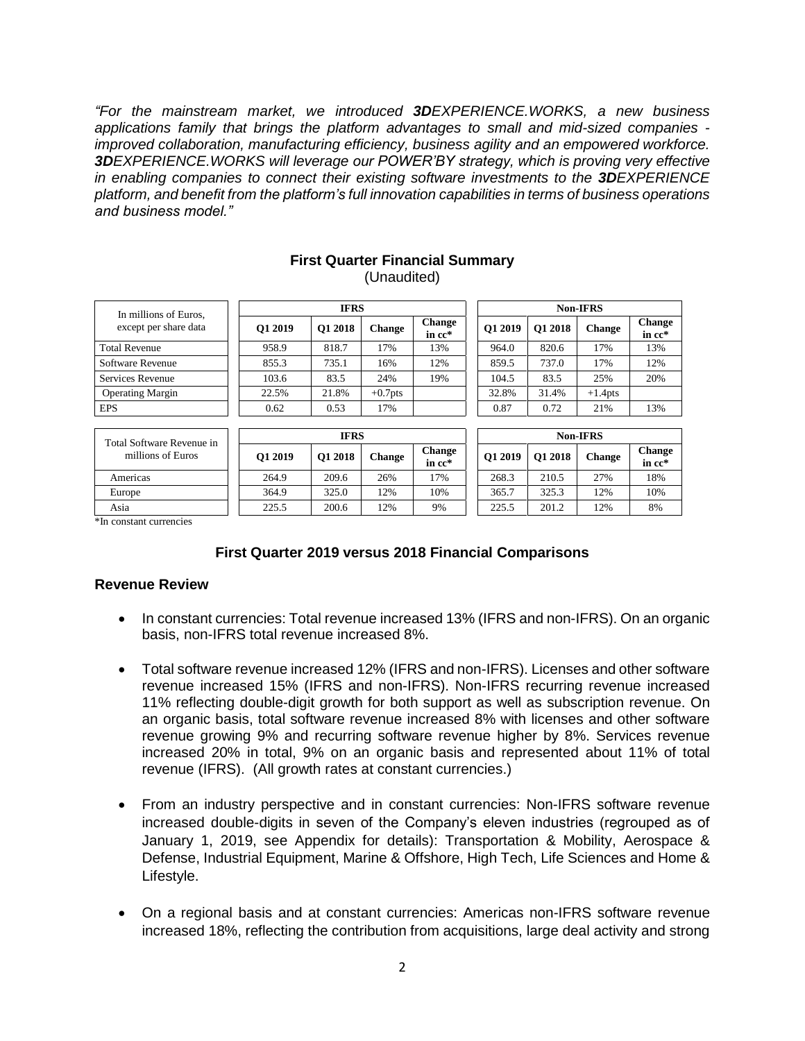*"For the mainstream market, we introduced **3D**EXPERIENCE.WORKS, a new business applications family that brings the platform advantages to small and mid-sized companies - improved collaboration, manufacturing efficiency, business agility and an empowered workforce. **3D**EXPERIENCE.WORKS will leverage our POWER'BY strategy, which is proving very effective in enabling companies to connect their existing software investments to the **3D**EXPERIENCE platform, and benefit from the platform's full innovation capabilities in terms of business operations and business model."*

## First Quarter Financial Summary

(Unaudited)

| In millions of Euros, except per share data | IFRS | | | | Non-IFRS | | | |
|---|---|---|---|---|---|---|---|---|
| | Q1 2019 | Q1 2018 | Change | Change in cc* | Q1 2019 | Q1 2018 | Change | Change in cc* |
| Total Revenue | 958.9 | 818.7 | 17% | 13% | 964.0 | 820.6 | 17% | 13% |
| Software Revenue | 855.3 | 735.1 | 16% | 12% | 859.5 | 737.0 | 17% | 12% |
| Services Revenue | 103.6 | 83.5 | 24% | 19% | 104.5 | 83.5 | 25% | 20% |
| Operating Margin | 22.5% | 21.8% | +0.7pts | | 32.8% | 31.4% | +1.4pts | |
| EPS | 0.62 | 0.53 | 17% | | 0.87 | 0.72 | 21% | 13% |

| Total Software Revenue in millions of Euros | IFRS | | | | Non-IFRS | | | |
|---|---|---|---|---|---|---|---|---|
| | Q1 2019 | Q1 2018 | Change | Change in cc* | Q1 2019 | Q1 2018 | Change | Change in cc* |
| Americas | 264.9 | 209.6 | 26% | 17% | 268.3 | 210.5 | 27% | 18% |
| Europe | 364.9 | 325.0 | 12% | 10% | 365.7 | 325.3 | 12% | 10% |
| Asia | 225.5 | 200.6 | 12% | 9% | 225.5 | 201.2 | 12% | 8% |

*In constant currencies

## First Quarter 2019 versus 2018 Financial Comparisons

### Revenue Review

- In constant currencies: Total revenue increased 13% (IFRS and non-IFRS). On an organic basis, non-IFRS total revenue increased 8%.
- Total software revenue increased 12% (IFRS and non-IFRS). Licenses and other software revenue increased 15% (IFRS and non-IFRS). Non-IFRS recurring revenue increased 11% reflecting double-digit growth for both support as well as subscription revenue. On an organic basis, total software revenue increased 8% with licenses and other software revenue growing 9% and recurring software revenue higher by 8%. Services revenue increased 20% in total, 9% on an organic basis and represented about 11% of total revenue (IFRS). (All growth rates at constant currencies.)
- From an industry perspective and in constant currencies: Non-IFRS software revenue increased double-digits in seven of the Company's eleven industries (regrouped as of January 1, 2019, see Appendix for details): Transportation & Mobility, Aerospace & Defense, Industrial Equipment, Marine & Offshore, High Tech, Life Sciences and Home & Lifestyle.
- On a regional basis and at constant currencies: Americas non-IFRS software revenue increased 18%, reflecting the contribution from acquisitions, large deal activity and strong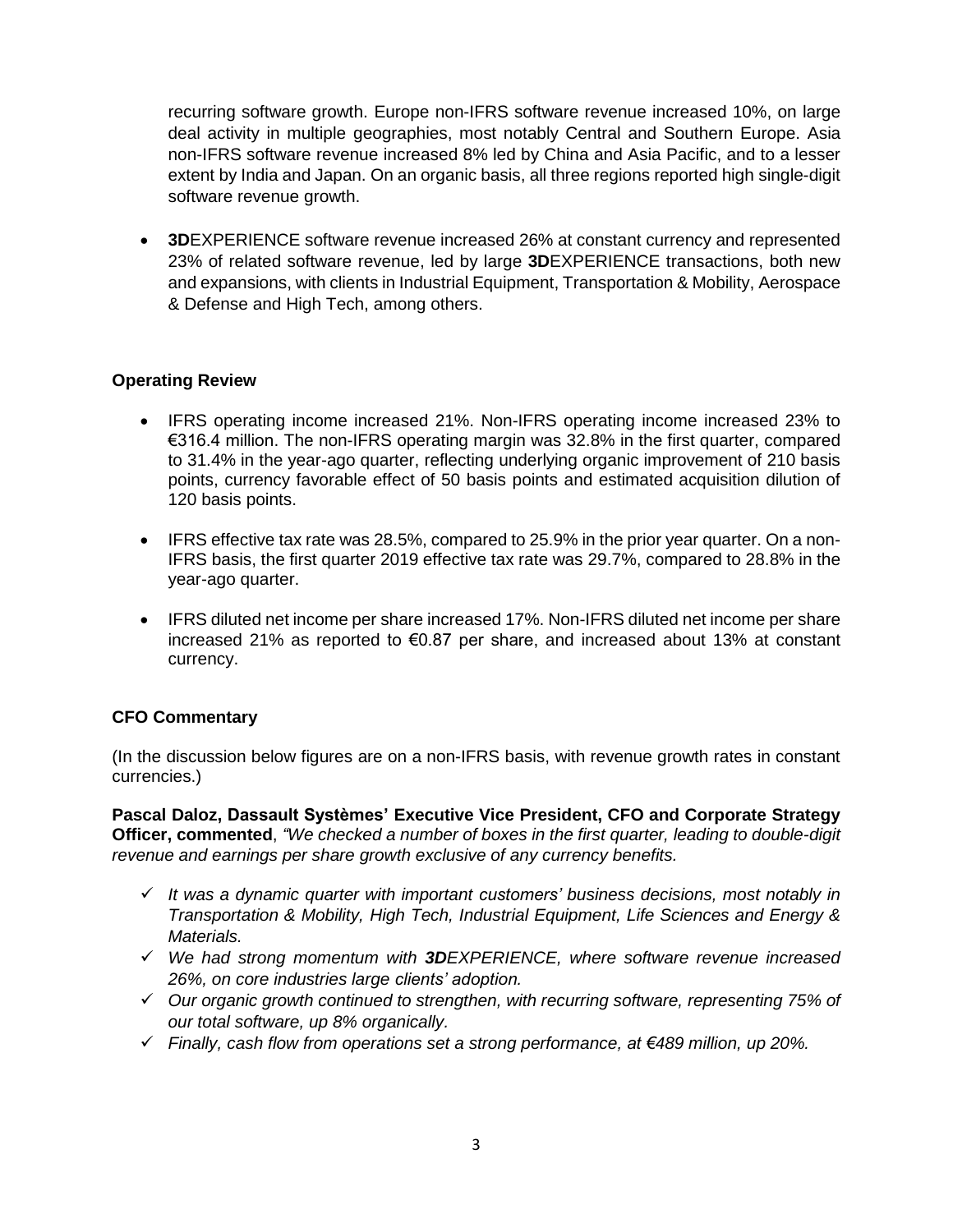recurring software growth. Europe non-IFRS software revenue increased 10%, on large deal activity in multiple geographies, most notably Central and Southern Europe. Asia non-IFRS software revenue increased 8% led by China and Asia Pacific, and to a lesser extent by India and Japan. On an organic basis, all three regions reported high single-digit software revenue growth.

- **3D**EXPERIENCE software revenue increased 26% at constant currency and represented 23% of related software revenue, led by large **3D**EXPERIENCE transactions, both new and expansions, with clients in Industrial Equipment, Transportation & Mobility, Aerospace & Defense and High Tech, among others.

**Operating Review**

- IFRS operating income increased 21%. Non-IFRS operating income increased 23% to €316.4 million. The non-IFRS operating margin was 32.8% in the first quarter, compared to 31.4% in the year-ago quarter, reflecting underlying organic improvement of 210 basis points, currency favorable effect of 50 basis points and estimated acquisition dilution of 120 basis points.
- IFRS effective tax rate was 28.5%, compared to 25.9% in the prior year quarter. On a non-IFRS basis, the first quarter 2019 effective tax rate was 29.7%, compared to 28.8% in the year-ago quarter.
- IFRS diluted net income per share increased 17%. Non-IFRS diluted net income per share increased 21% as reported to €0.87 per share, and increased about 13% at constant currency.

**CFO Commentary**

(In the discussion below figures are on a non-IFRS basis, with revenue growth rates in constant currencies.)

**Pascal Daloz, Dassault Systèmes' Executive Vice President, CFO and Corporate Strategy Officer, commented**, *"We checked a number of boxes in the first quarter, leading to double-digit revenue and earnings per share growth exclusive of any currency benefits.*

- ✓ *It was a dynamic quarter with important customers' business decisions, most notably in Transportation & Mobility, High Tech, Industrial Equipment, Life Sciences and Energy & Materials.*
- ✓ *We had strong momentum with **3D**EXPERIENCE, where software revenue increased 26%, on core industries large clients' adoption.*
- ✓ *Our organic growth continued to strengthen, with recurring software, representing 75% of our total software, up 8% organically.*
- ✓ *Finally, cash flow from operations set a strong performance, at €489 million, up 20%.*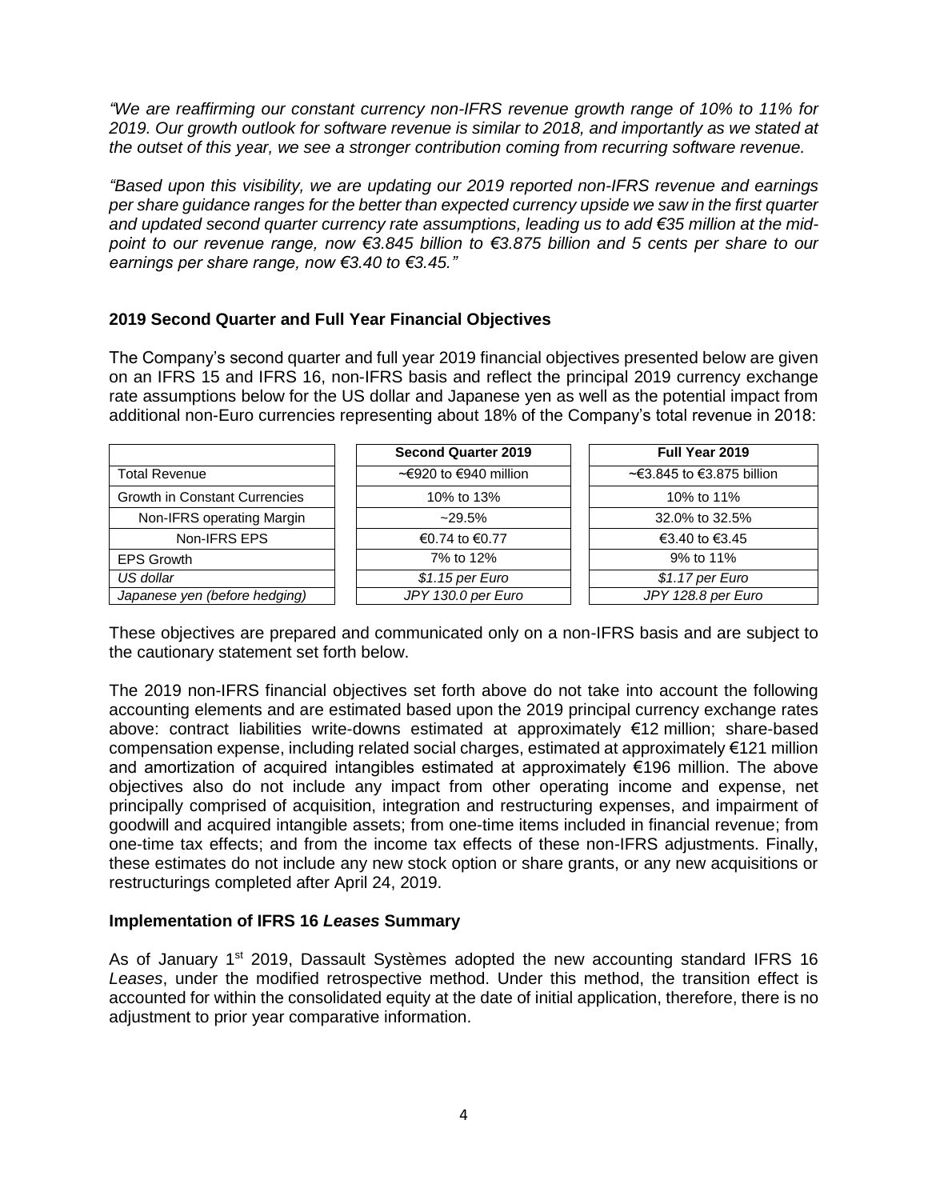*"We are reaffirming our constant currency non-IFRS revenue growth range of 10% to 11% for 2019. Our growth outlook for software revenue is similar to 2018, and importantly as we stated at the outset of this year, we see a stronger contribution coming from recurring software revenue.*

*"Based upon this visibility, we are updating our 2019 reported non-IFRS revenue and earnings per share guidance ranges for the better than expected currency upside we saw in the first quarter and updated second quarter currency rate assumptions, leading us to add €35 million at the mid-point to our revenue range, now €3.845 billion to €3.875 billion and 5 cents per share to our earnings per share range, now €3.40 to €3.45."*

### 2019 Second Quarter and Full Year Financial Objectives

The Company's second quarter and full year 2019 financial objectives presented below are given on an IFRS 15 and IFRS 16, non-IFRS basis and reflect the principal 2019 currency exchange rate assumptions below for the US dollar and Japanese yen as well as the potential impact from additional non-Euro currencies representing about 18% of the Company's total revenue in 2018:

| | Second Quarter 2019 | Full Year 2019 |
|---|---|---|
| Total Revenue | ~€920 to €940 million | ~€3.845 to €3.875 billion |
| Growth in Constant Currencies | 10% to 13% | 10% to 11% |
| Non-IFRS operating Margin | ~29.5% | 32.0% to 32.5% |
| Non-IFRS EPS | €0.74 to €0.77 | €3.40 to €3.45 |
| EPS Growth | 7% to 12% | 9% to 11% |
| *US dollar* | *$1.15 per Euro* | *$1.17 per Euro* |
| *Japanese yen (before hedging)* | *JPY 130.0 per Euro* | *JPY 128.8 per Euro* |

These objectives are prepared and communicated only on a non-IFRS basis and are subject to the cautionary statement set forth below.

The 2019 non-IFRS financial objectives set forth above do not take into account the following accounting elements and are estimated based upon the 2019 principal currency exchange rates above: contract liabilities write-downs estimated at approximately €12 million; share-based compensation expense, including related social charges, estimated at approximately €121 million and amortization of acquired intangibles estimated at approximately €196 million. The above objectives also do not include any impact from other operating income and expense, net principally comprised of acquisition, integration and restructuring expenses, and impairment of goodwill and acquired intangible assets; from one-time items included in financial revenue; from one-time tax effects; and from the income tax effects of these non-IFRS adjustments. Finally, these estimates do not include any new stock option or share grants, or any new acquisitions or restructurings completed after April 24, 2019.

### Implementation of IFRS 16 *Leases* Summary

As of January 1st 2019, Dassault Systèmes adopted the new accounting standard IFRS 16 *Leases*, under the modified retrospective method. Under this method, the transition effect is accounted for within the consolidated equity at the date of initial application, therefore, there is no adjustment to prior year comparative information.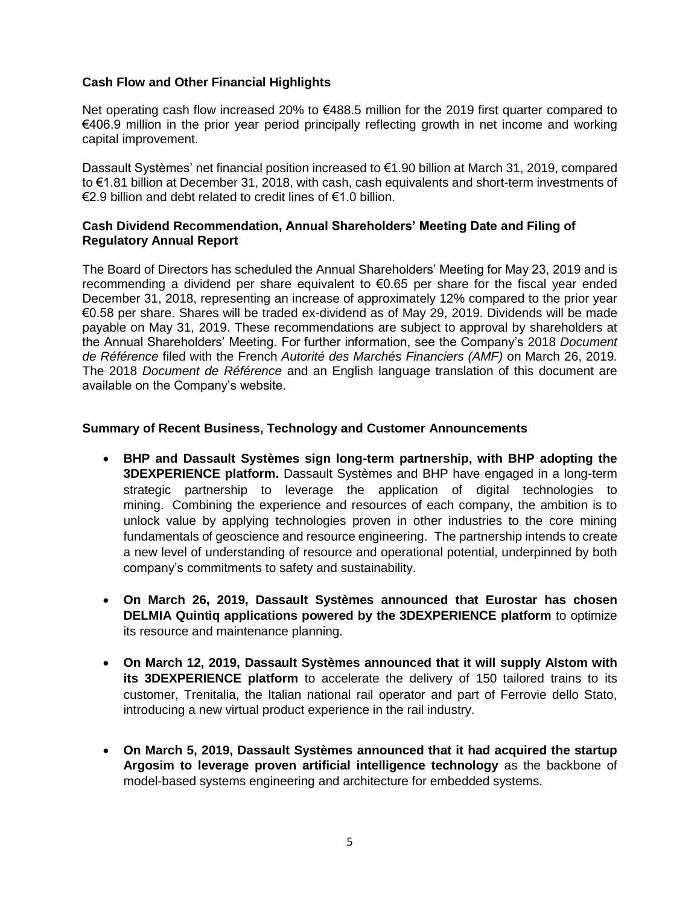## Cash Flow and Other Financial Highlights

Net operating cash flow increased 20% to €488.5 million for the 2019 first quarter compared to €406.9 million in the prior year period principally reflecting growth in net income and working capital improvement.

Dassault Systèmes' net financial position increased to €1.90 billion at March 31, 2019, compared to €1.81 billion at December 31, 2018, with cash, cash equivalents and short-term investments of €2.9 billion and debt related to credit lines of €1.0 billion.

## Cash Dividend Recommendation, Annual Shareholders' Meeting Date and Filing of Regulatory Annual Report

The Board of Directors has scheduled the Annual Shareholders' Meeting for May 23, 2019 and is recommending a dividend per share equivalent to €0.65 per share for the fiscal year ended December 31, 2018, representing an increase of approximately 12% compared to the prior year €0.58 per share. Shares will be traded ex-dividend as of May 29, 2019. Dividends will be made payable on May 31, 2019. These recommendations are subject to approval by shareholders at the Annual Shareholders' Meeting. For further information, see the Company's 2018 *Document de Référence* filed with the French *Autorité des Marchés Financiers (AMF)* on March 26, 2019. The 2018 *Document de Référence* and an English language translation of this document are available on the Company's website.

## Summary of Recent Business, Technology and Customer Announcements

- **BHP and Dassault Systèmes sign long-term partnership, with BHP adopting the 3DEXPERIENCE platform.** Dassault Systèmes and BHP have engaged in a long-term strategic partnership to leverage the application of digital technologies to mining. Combining the experience and resources of each company, the ambition is to unlock value by applying technologies proven in other industries to the core mining fundamentals of geoscience and resource engineering. The partnership intends to create a new level of understanding of resource and operational potential, underpinned by both company's commitments to safety and sustainability.

- **On March 26, 2019, Dassault Systèmes announced that Eurostar has chosen DELMIA Quintiq applications powered by the 3DEXPERIENCE platform** to optimize its resource and maintenance planning.

- **On March 12, 2019, Dassault Systèmes announced that it will supply Alstom with its 3DEXPERIENCE platform** to accelerate the delivery of 150 tailored trains to its customer, Trenitalia, the Italian national rail operator and part of Ferrovie dello Stato, introducing a new virtual product experience in the rail industry.

- **On March 5, 2019, Dassault Systèmes announced that it had acquired the startup Argosim to leverage proven artificial intelligence technology** as the backbone of model-based systems engineering and architecture for embedded systems.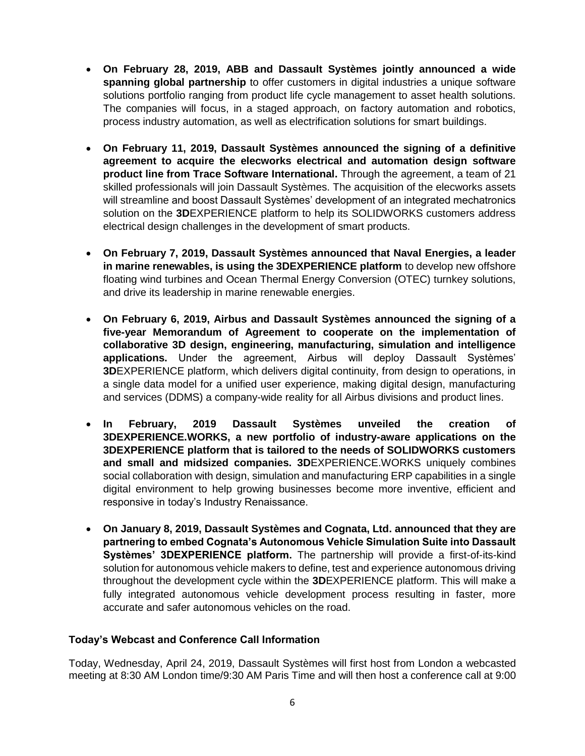- **On February 28, 2019, ABB and Dassault Systèmes jointly announced a wide spanning global partnership** to offer customers in digital industries a unique software solutions portfolio ranging from product life cycle management to asset health solutions. The companies will focus, in a staged approach, on factory automation and robotics, process industry automation, as well as electrification solutions for smart buildings.

- **On February 11, 2019, Dassault Systèmes announced the signing of a definitive agreement to acquire the elecworks electrical and automation design software product line from Trace Software International.** Through the agreement, a team of 21 skilled professionals will join Dassault Systèmes. The acquisition of the elecworks assets will streamline and boost Dassault Systèmes' development of an integrated mechatronics solution on the **3D**EXPERIENCE platform to help its SOLIDWORKS customers address electrical design challenges in the development of smart products.

- **On February 7, 2019, Dassault Systèmes announced that Naval Energies, a leader in marine renewables, is using the 3DEXPERIENCE platform** to develop new offshore floating wind turbines and Ocean Thermal Energy Conversion (OTEC) turnkey solutions, and drive its leadership in marine renewable energies.

- **On February 6, 2019, Airbus and Dassault Systèmes announced the signing of a five-year Memorandum of Agreement to cooperate on the implementation of collaborative 3D design, engineering, manufacturing, simulation and intelligence applications.** Under the agreement, Airbus will deploy Dassault Systèmes' **3D**EXPERIENCE platform, which delivers digital continuity, from design to operations, in a single data model for a unified user experience, making digital design, manufacturing and services (DDMS) a company-wide reality for all Airbus divisions and product lines.

- **In February, 2019 Dassault Systèmes unveiled the creation of 3DEXPERIENCE.WORKS, a new portfolio of industry-aware applications on the 3DEXPERIENCE platform that is tailored to the needs of SOLIDWORKS customers and small and midsized companies. 3D**EXPERIENCE.WORKS uniquely combines social collaboration with design, simulation and manufacturing ERP capabilities in a single digital environment to help growing businesses become more inventive, efficient and responsive in today's Industry Renaissance.

- **On January 8, 2019, Dassault Systèmes and Cognata, Ltd. announced that they are partnering to embed Cognata's Autonomous Vehicle Simulation Suite into Dassault Systèmes' 3DEXPERIENCE platform.** The partnership will provide a first-of-its-kind solution for autonomous vehicle makers to define, test and experience autonomous driving throughout the development cycle within the **3D**EXPERIENCE platform. This will make a fully integrated autonomous vehicle development process resulting in faster, more accurate and safer autonomous vehicles on the road.

**Today's Webcast and Conference Call Information**

Today, Wednesday, April 24, 2019, Dassault Systèmes will first host from London a webcasted meeting at 8:30 AM London time/9:30 AM Paris Time and will then host a conference call at 9:00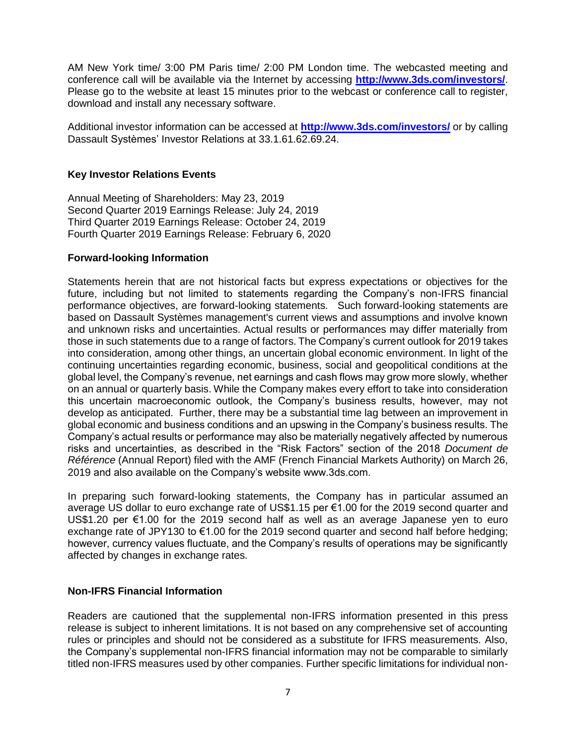AM New York time/ 3:00 PM Paris time/ 2:00 PM London time. The webcasted meeting and conference call will be available via the Internet by accessing **http://www.3ds.com/investors/**. Please go to the website at least 15 minutes prior to the webcast or conference call to register, download and install any necessary software.

Additional investor information can be accessed at **http://www.3ds.com/investors/** or by calling Dassault Systèmes' Investor Relations at 33.1.61.62.69.24.

## Key Investor Relations Events

Annual Meeting of Shareholders: May 23, 2019
Second Quarter 2019 Earnings Release: July 24, 2019
Third Quarter 2019 Earnings Release: October 24, 2019
Fourth Quarter 2019 Earnings Release: February 6, 2020

## Forward-looking Information

Statements herein that are not historical facts but express expectations or objectives for the future, including but not limited to statements regarding the Company's non-IFRS financial performance objectives, are forward-looking statements. Such forward-looking statements are based on Dassault Systèmes management's current views and assumptions and involve known and unknown risks and uncertainties. Actual results or performances may differ materially from those in such statements due to a range of factors. The Company's current outlook for 2019 takes into consideration, among other things, an uncertain global economic environment. In light of the continuing uncertainties regarding economic, business, social and geopolitical conditions at the global level, the Company's revenue, net earnings and cash flows may grow more slowly, whether on an annual or quarterly basis. While the Company makes every effort to take into consideration this uncertain macroeconomic outlook, the Company's business results, however, may not develop as anticipated. Further, there may be a substantial time lag between an improvement in global economic and business conditions and an upswing in the Company's business results. The Company's actual results or performance may also be materially negatively affected by numerous risks and uncertainties, as described in the "Risk Factors" section of the 2018 *Document de Référence* (Annual Report) filed with the AMF (French Financial Markets Authority) on March 26, 2019 and also available on the Company's website www.3ds.com.

In preparing such forward-looking statements, the Company has in particular assumed an average US dollar to euro exchange rate of US$1.15 per €1.00 for the 2019 second quarter and US$1.20 per €1.00 for the 2019 second half as well as an average Japanese yen to euro exchange rate of JPY130 to €1.00 for the 2019 second quarter and second half before hedging; however, currency values fluctuate, and the Company's results of operations may be significantly affected by changes in exchange rates.

## Non-IFRS Financial Information

Readers are cautioned that the supplemental non-IFRS information presented in this press release is subject to inherent limitations. It is not based on any comprehensive set of accounting rules or principles and should not be considered as a substitute for IFRS measurements. Also, the Company's supplemental non-IFRS financial information may not be comparable to similarly titled non-IFRS measures used by other companies. Further specific limitations for individual non-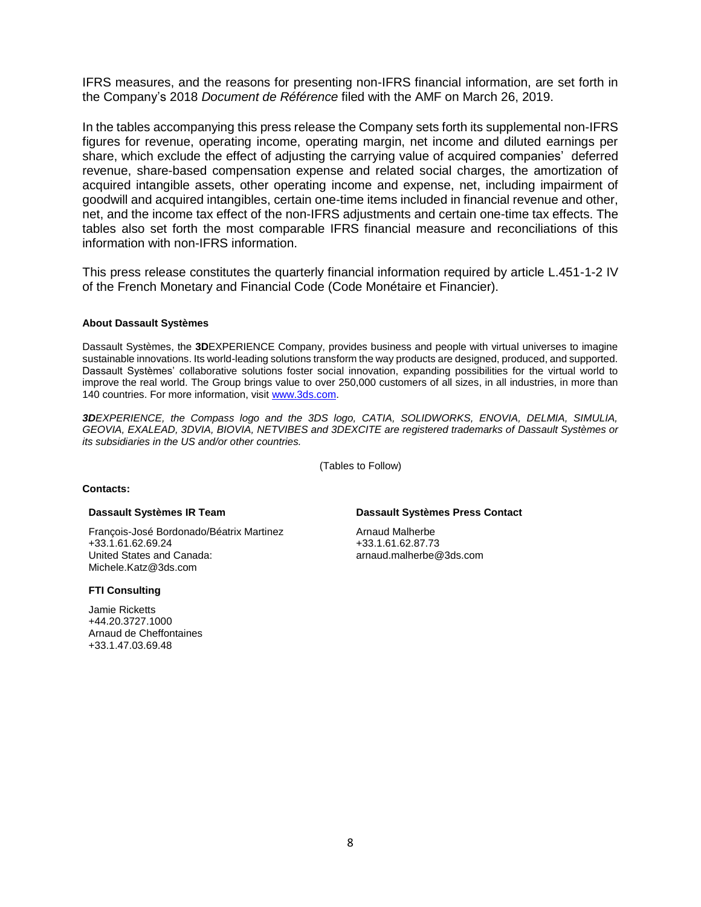IFRS measures, and the reasons for presenting non-IFRS financial information, are set forth in the Company's 2018 *Document de Référence* filed with the AMF on March 26, 2019.

In the tables accompanying this press release the Company sets forth its supplemental non-IFRS figures for revenue, operating income, operating margin, net income and diluted earnings per share, which exclude the effect of adjusting the carrying value of acquired companies' deferred revenue, share-based compensation expense and related social charges, the amortization of acquired intangible assets, other operating income and expense, net, including impairment of goodwill and acquired intangibles, certain one-time items included in financial revenue and other, net, and the income tax effect of the non-IFRS adjustments and certain one-time tax effects. The tables also set forth the most comparable IFRS financial measure and reconciliations of this information with non-IFRS information.

This press release constitutes the quarterly financial information required by article L.451-1-2 IV of the French Monetary and Financial Code (Code Monétaire et Financier).

**About Dassault Systèmes**

Dassault Systèmes, the **3D**EXPERIENCE Company, provides business and people with virtual universes to imagine sustainable innovations. Its world-leading solutions transform the way products are designed, produced, and supported. Dassault Systèmes' collaborative solutions foster social innovation, expanding possibilities for the virtual world to improve the real world. The Group brings value to over 250,000 customers of all sizes, in all industries, in more than 140 countries. For more information, visit [www.3ds.com](www.3ds.com).

***3D****EXPERIENCE, the Compass logo and the 3DS logo, CATIA, SOLIDWORKS, ENOVIA, DELMIA, SIMULIA, GEOVIA, EXALEAD, 3DVIA, BIOVIA, NETVIBES and 3DEXCITE are registered trademarks of Dassault Systèmes or its subsidiaries in the US and/or other countries.*

(Tables to Follow)

**Contacts:**

**Dassault Systèmes IR Team**

François-José Bordonado/Béatrix Martinez
+33.1.61.62.69.24
United States and Canada:
Michele.Katz@3ds.com

**FTI Consulting**

Jamie Ricketts
+44.20.3727.1000
Arnaud de Cheffontaines
+33.1.47.03.69.48

**Dassault Systèmes Press Contact**

Arnaud Malherbe
+33.1.61.62.87.73
arnaud.malherbe@3ds.com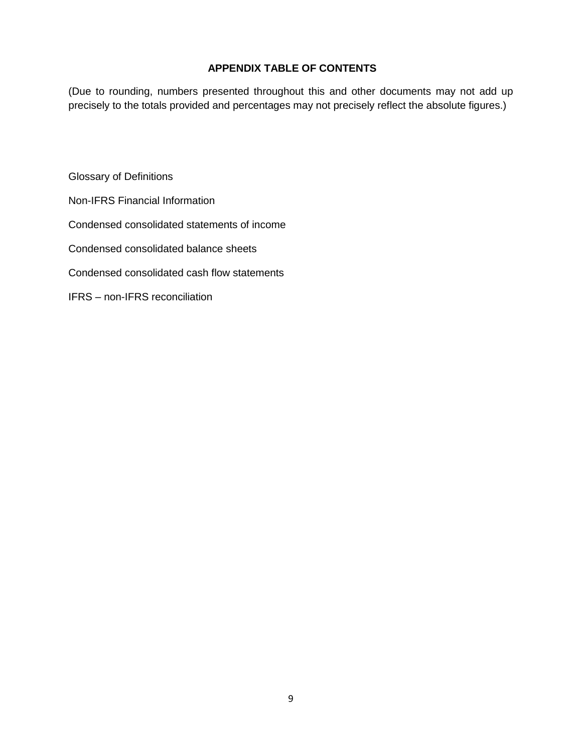## APPENDIX TABLE OF CONTENTS

(Due to rounding, numbers presented throughout this and other documents may not add up precisely to the totals provided and percentages may not precisely reflect the absolute figures.)

Glossary of Definitions

Non-IFRS Financial Information

Condensed consolidated statements of income

Condensed consolidated balance sheets

Condensed consolidated cash flow statements

IFRS – non-IFRS reconciliation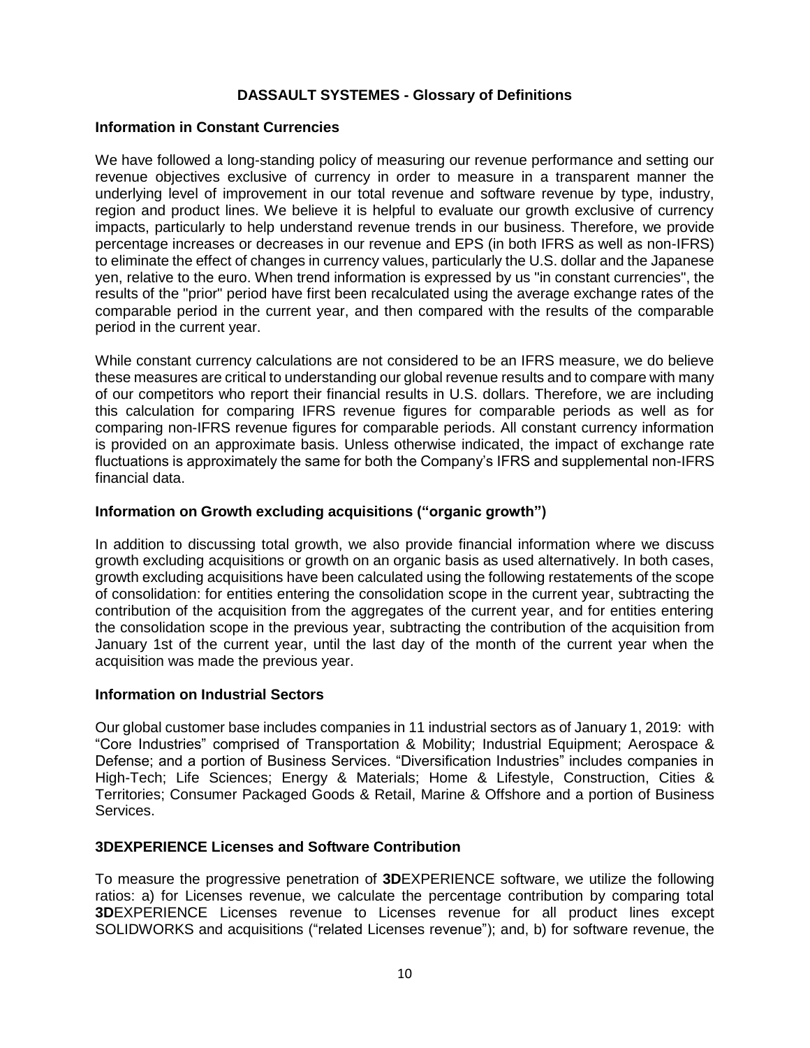## DASSAULT SYSTEMES - Glossary of Definitions

### Information in Constant Currencies

We have followed a long-standing policy of measuring our revenue performance and setting our revenue objectives exclusive of currency in order to measure in a transparent manner the underlying level of improvement in our total revenue and software revenue by type, industry, region and product lines. We believe it is helpful to evaluate our growth exclusive of currency impacts, particularly to help understand revenue trends in our business. Therefore, we provide percentage increases or decreases in our revenue and EPS (in both IFRS as well as non-IFRS) to eliminate the effect of changes in currency values, particularly the U.S. dollar and the Japanese yen, relative to the euro. When trend information is expressed by us "in constant currencies", the results of the "prior" period have first been recalculated using the average exchange rates of the comparable period in the current year, and then compared with the results of the comparable period in the current year.

While constant currency calculations are not considered to be an IFRS measure, we do believe these measures are critical to understanding our global revenue results and to compare with many of our competitors who report their financial results in U.S. dollars. Therefore, we are including this calculation for comparing IFRS revenue figures for comparable periods as well as for comparing non-IFRS revenue figures for comparable periods. All constant currency information is provided on an approximate basis. Unless otherwise indicated, the impact of exchange rate fluctuations is approximately the same for both the Company's IFRS and supplemental non-IFRS financial data.

### Information on Growth excluding acquisitions ("organic growth")

In addition to discussing total growth, we also provide financial information where we discuss growth excluding acquisitions or growth on an organic basis as used alternatively. In both cases, growth excluding acquisitions have been calculated using the following restatements of the scope of consolidation: for entities entering the consolidation scope in the current year, subtracting the contribution of the acquisition from the aggregates of the current year, and for entities entering the consolidation scope in the previous year, subtracting the contribution of the acquisition from January 1st of the current year, until the last day of the month of the current year when the acquisition was made the previous year.

### Information on Industrial Sectors

Our global customer base includes companies in 11 industrial sectors as of January 1, 2019: with "Core Industries" comprised of Transportation & Mobility; Industrial Equipment; Aerospace & Defense; and a portion of Business Services. "Diversification Industries" includes companies in High-Tech; Life Sciences; Energy & Materials; Home & Lifestyle, Construction, Cities & Territories; Consumer Packaged Goods & Retail, Marine & Offshore and a portion of Business Services.

### 3DEXPERIENCE Licenses and Software Contribution

To measure the progressive penetration of **3D**EXPERIENCE software, we utilize the following ratios: a) for Licenses revenue, we calculate the percentage contribution by comparing total **3D**EXPERIENCE Licenses revenue to Licenses revenue for all product lines except SOLIDWORKS and acquisitions ("related Licenses revenue"); and, b) for software revenue, the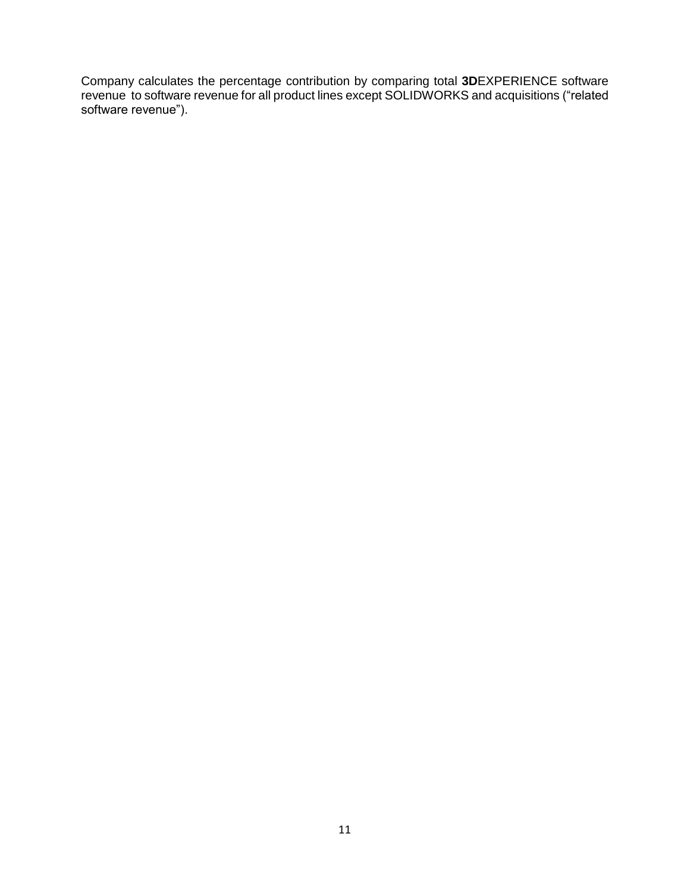Company calculates the percentage contribution by comparing total **3D**EXPERIENCE software revenue to software revenue for all product lines except SOLIDWORKS and acquisitions ("related software revenue").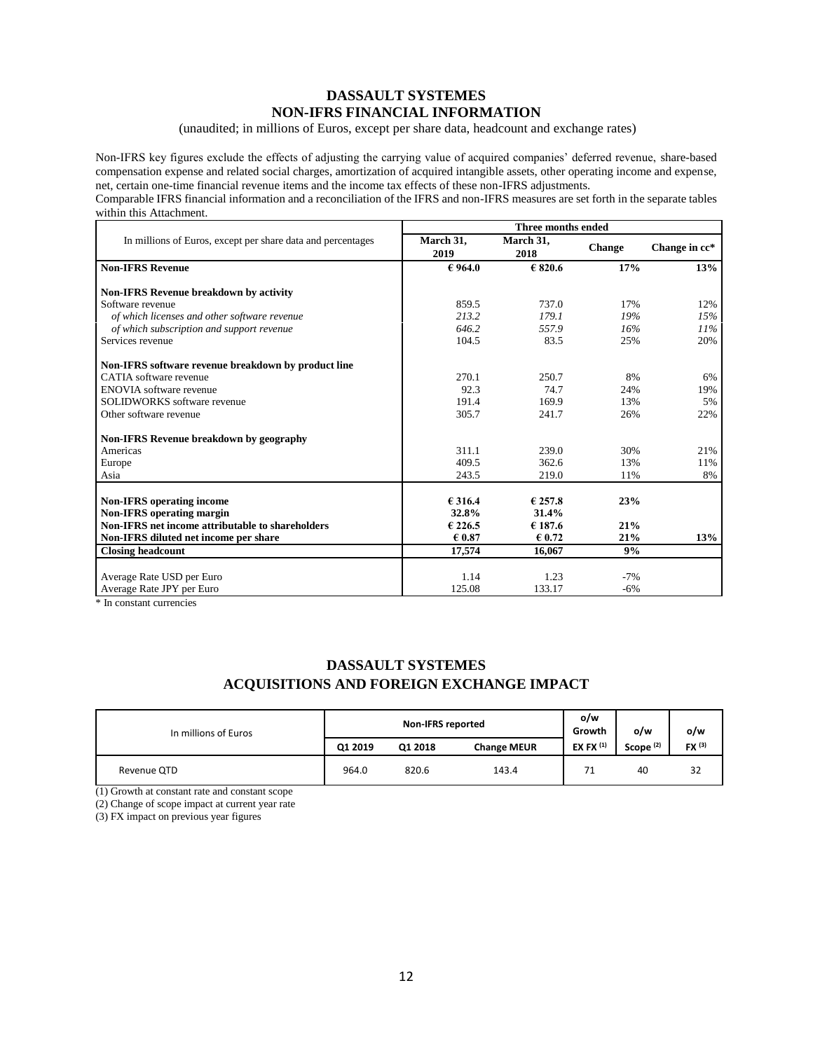# DASSAULT SYSTEMES
## NON-IFRS FINANCIAL INFORMATION

(unaudited; in millions of Euros, except per share data, headcount and exchange rates)

Non-IFRS key figures exclude the effects of adjusting the carrying value of acquired companies' deferred revenue, share-based compensation expense and related social charges, amortization of acquired intangible assets, other operating income and expense, net, certain one-time financial revenue items and the income tax effects of these non-IFRS adjustments.
Comparable IFRS financial information and a reconciliation of the IFRS and non-IFRS measures are set forth in the separate tables within this Attachment.

| In millions of Euros, except per share data and percentages | Three months ended | | | |
|---|---|---|---|---|
| | March 31, 2019 | March 31, 2018 | Change | Change in cc* |
| **Non-IFRS Revenue** | **€ 964.0** | **€ 820.6** | **17%** | **13%** |
| **Non-IFRS Revenue breakdown by activity** | | | | |
| Software revenue | 859.5 | 737.0 | 17% | 12% |
| *of which licenses and other software revenue* | *213.2* | *179.1* | *19%* | *15%* |
| *of which subscription and support revenue* | *646.2* | *557.9* | *16%* | *11%* |
| Services revenue | 104.5 | 83.5 | 25% | 20% |
| **Non-IFRS software revenue breakdown by product line** | | | | |
| CATIA software revenue | 270.1 | 250.7 | 8% | 6% |
| ENOVIA software revenue | 92.3 | 74.7 | 24% | 19% |
| SOLIDWORKS software revenue | 191.4 | 169.9 | 13% | 5% |
| Other software revenue | 305.7 | 241.7 | 26% | 22% |
| **Non-IFRS Revenue breakdown by geography** | | | | |
| Americas | 311.1 | 239.0 | 30% | 21% |
| Europe | 409.5 | 362.6 | 13% | 11% |
| Asia | 243.5 | 219.0 | 11% | 8% |
| **Non-IFRS operating income** | **€ 316.4** | **€ 257.8** | **23%** | |
| **Non-IFRS operating margin** | **32.8%** | **31.4%** | | |
| **Non-IFRS net income attributable to shareholders** | **€ 226.5** | **€ 187.6** | **21%** | |
| **Non-IFRS diluted net income per share** | **€ 0.87** | **€ 0.72** | **21%** | **13%** |
| **Closing headcount** | **17,574** | **16,067** | **9%** | |
| Average Rate USD per Euro | 1.14 | 1.23 | -7% | |
| Average Rate JPY per Euro | 125.08 | 133.17 | -6% | |

\* In constant currencies

# DASSAULT SYSTEMES
## ACQUISITIONS AND FOREIGN EXCHANGE IMPACT

| In millions of Euros | Non-IFRS reported | | | o/w Growth | o/w | o/w |
|---|---|---|---|---|---|---|
| | Q1 2019 | Q1 2018 | Change MEUR | EX FX (1) | Scope (2) | FX (3) |
| Revenue QTD | 964.0 | 820.6 | 143.4 | 71 | 40 | 32 |

(1) Growth at constant rate and constant scope

(2) Change of scope impact at current year rate

(3) FX impact on previous year figures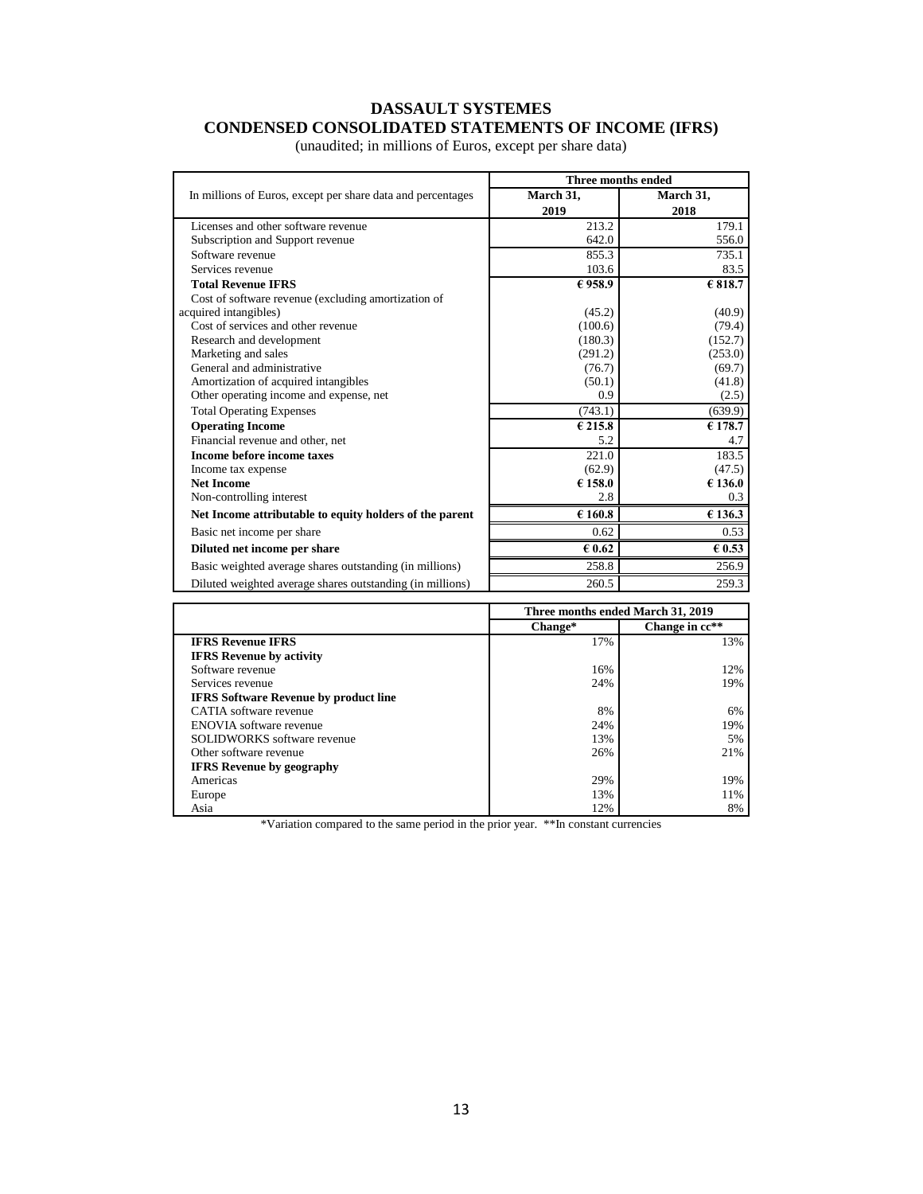# DASSAULT SYSTEMES
## CONDENSED CONSOLIDATED STATEMENTS OF INCOME (IFRS)

(unaudited; in millions of Euros, except per share data)

| In millions of Euros, except per share data and percentages | Three months ended | |
|---|---|---|
| | March 31, 2019 | March 31, 2018 |
| Licenses and other software revenue | 213.2 | 179.1 |
| Subscription and Support revenue | 642.0 | 556.0 |
| Software revenue | 855.3 | 735.1 |
| Services revenue | 103.6 | 83.5 |
| **Total Revenue IFRS** | **€ 958.9** | **€ 818.7** |
| Cost of software revenue (excluding amortization of acquired intangibles) | (45.2) | (40.9) |
| Cost of services and other revenue | (100.6) | (79.4) |
| Research and development | (180.3) | (152.7) |
| Marketing and sales | (291.2) | (253.0) |
| General and administrative | (76.7) | (69.7) |
| Amortization of acquired intangibles | (50.1) | (41.8) |
| Other operating income and expense, net | 0.9 | (2.5) |
| Total Operating Expenses | (743.1) | (639.9) |
| **Operating Income** | **€ 215.8** | **€ 178.7** |
| Financial revenue and other, net | 5.2 | 4.7 |
| **Income before income taxes** | 221.0 | 183.5 |
| Income tax expense | (62.9) | (47.5) |
| **Net Income** | **€ 158.0** | **€ 136.0** |
| Non-controlling interest | 2.8 | 0.3 |
| **Net Income attributable to equity holders of the parent** | **€ 160.8** | **€ 136.3** |
| Basic net income per share | 0.62 | 0.53 |
| **Diluted net income per share** | **€ 0.62** | **€ 0.53** |
| Basic weighted average shares outstanding (in millions) | 258.8 | 256.9 |
| Diluted weighted average shares outstanding (in millions) | 260.5 | 259.3 |

| | Three months ended March 31, 2019 | |
|---|---|---|
| | **Change*** | **Change in cc**** |
| **IFRS Revenue IFRS** | 17% | 13% |
| **IFRS Revenue by activity** | | |
| Software revenue | 16% | 12% |
| Services revenue | 24% | 19% |
| **IFRS Software Revenue by product line** | | |
| CATIA software revenue | 8% | 6% |
| ENOVIA software revenue | 24% | 19% |
| SOLIDWORKS software revenue | 13% | 5% |
| Other software revenue | 26% | 21% |
| **IFRS Revenue by geography** | | |
| Americas | 29% | 19% |
| Europe | 13% | 11% |
| Asia | 12% | 8% |

*Variation compared to the same period in the prior year. **In constant currencies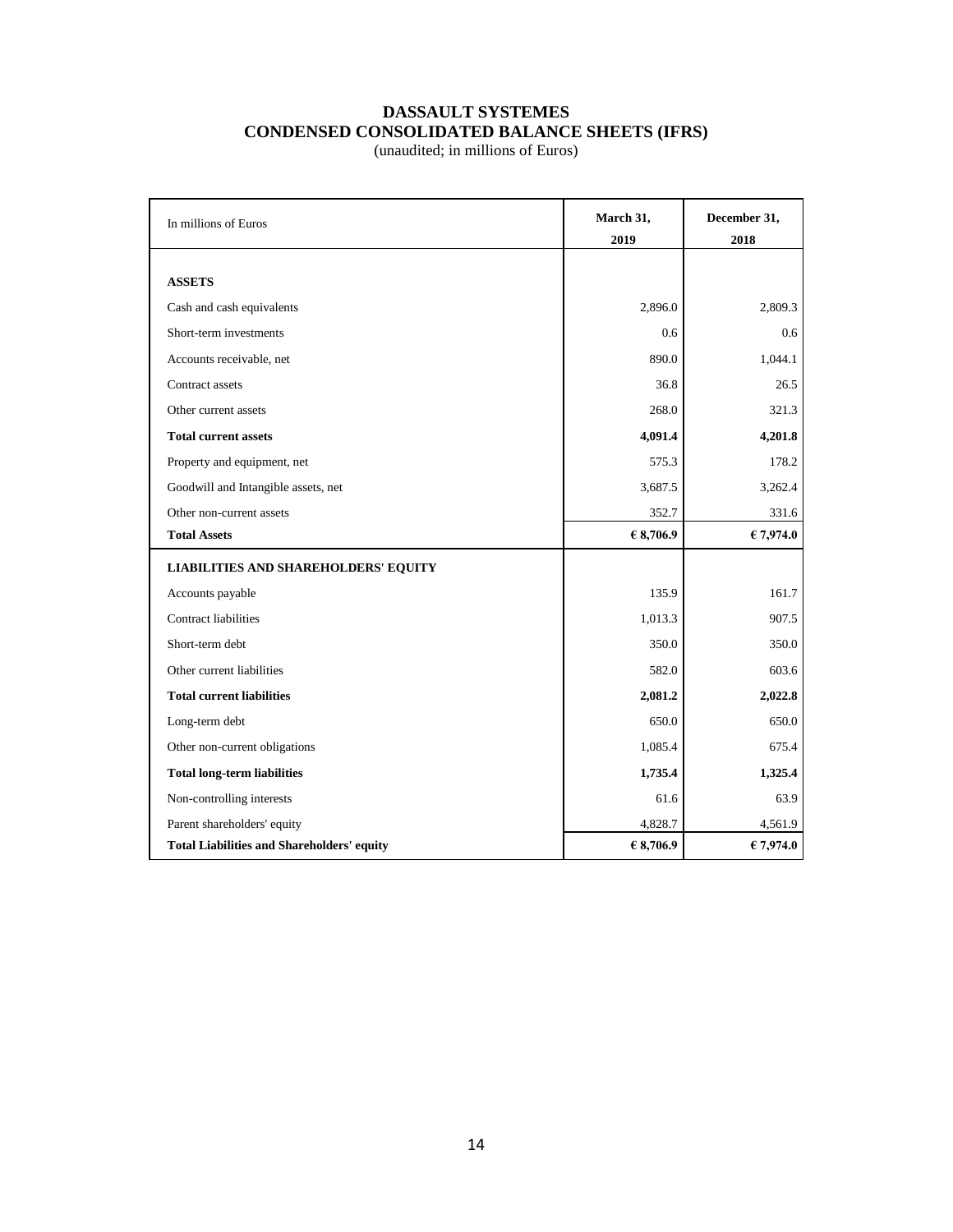# DASSAULT SYSTEMES
## CONDENSED CONSOLIDATED BALANCE SHEETS (IFRS)

(unaudited; in millions of Euros)

| In millions of Euros | March 31, 2019 | December 31, 2018 |
|---|---|---|
| **ASSETS** | | |
| Cash and cash equivalents | 2,896.0 | 2,809.3 |
| Short-term investments | 0.6 | 0.6 |
| Accounts receivable, net | 890.0 | 1,044.1 |
| Contract assets | 36.8 | 26.5 |
| Other current assets | 268.0 | 321.3 |
| **Total current assets** | **4,091.4** | **4,201.8** |
| Property and equipment, net | 575.3 | 178.2 |
| Goodwill and Intangible assets, net | 3,687.5 | 3,262.4 |
| Other non-current assets | 352.7 | 331.6 |
| **Total Assets** | **€ 8,706.9** | **€ 7,974.0** |
| **LIABILITIES AND SHAREHOLDERS' EQUITY** | | |
| Accounts payable | 135.9 | 161.7 |
| Contract liabilities | 1,013.3 | 907.5 |
| Short-term debt | 350.0 | 350.0 |
| Other current liabilities | 582.0 | 603.6 |
| **Total current liabilities** | **2,081.2** | **2,022.8** |
| Long-term debt | 650.0 | 650.0 |
| Other non-current obligations | 1,085.4 | 675.4 |
| **Total long-term liabilities** | **1,735.4** | **1,325.4** |
| Non-controlling interests | 61.6 | 63.9 |
| Parent shareholders' equity | 4,828.7 | 4,561.9 |
| **Total Liabilities and Shareholders' equity** | **€ 8,706.9** | **€ 7,974.0** |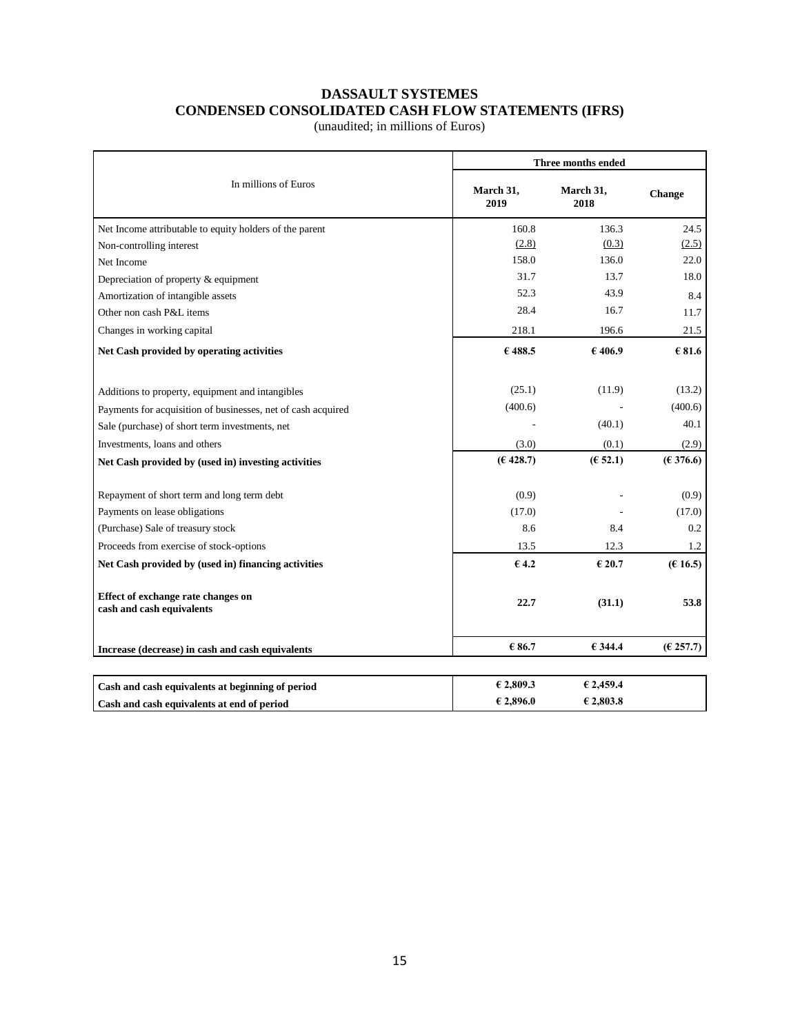# DASSAULT SYSTEMES
## CONDENSED CONSOLIDATED CASH FLOW STATEMENTS (IFRS)

(unaudited; in millions of Euros)

| In millions of Euros | Three months ended | | |
|---|---|---|---|
| | March 31, 2019 | March 31, 2018 | Change |
| Net Income attributable to equity holders of the parent | 160.8 | 136.3 | 24.5 |
| Non-controlling interest | (2.8) | (0.3) | (2.5) |
| Net Income | 158.0 | 136.0 | 22.0 |
| Depreciation of property & equipment | 31.7 | 13.7 | 18.0 |
| Amortization of intangible assets | 52.3 | 43.9 | 8.4 |
| Other non cash P&L items | 28.4 | 16.7 | 11.7 |
| Changes in working capital | 218.1 | 196.6 | 21.5 |
| **Net Cash provided by operating activities** | **€ 488.5** | **€ 406.9** | **€ 81.6** |
| Additions to property, equipment and intangibles | (25.1) | (11.9) | (13.2) |
| Payments for acquisition of businesses, net of cash acquired | (400.6) | - | (400.6) |
| Sale (purchase) of short term investments, net | - | (40.1) | 40.1 |
| Investments, loans and others | (3.0) | (0.1) | (2.9) |
| **Net Cash provided by (used in) investing activities** | **(€ 428.7)** | **(€ 52.1)** | **(€ 376.6)** |
| Repayment of short term and long term debt | (0.9) | - | (0.9) |
| Payments on lease obligations | (17.0) | - | (17.0) |
| (Purchase) Sale of treasury stock | 8.6 | 8.4 | 0.2 |
| Proceeds from exercise of stock-options | 13.5 | 12.3 | 1.2 |
| **Net Cash provided by (used in) financing activities** | **€ 4.2** | **€ 20.7** | **(€ 16.5)** |
| **Effect of exchange rate changes on cash and cash equivalents** | **22.7** | **(31.1)** | **53.8** |
| **Increase (decrease) in cash and cash equivalents** | **€ 86.7** | **€ 344.4** | **(€ 257.7)** |
| **Cash and cash equivalents at beginning of period** | **€ 2,809.3** | **€ 2,459.4** | |
| **Cash and cash equivalents at end of period** | **€ 2,896.0** | **€ 2,803.8** | |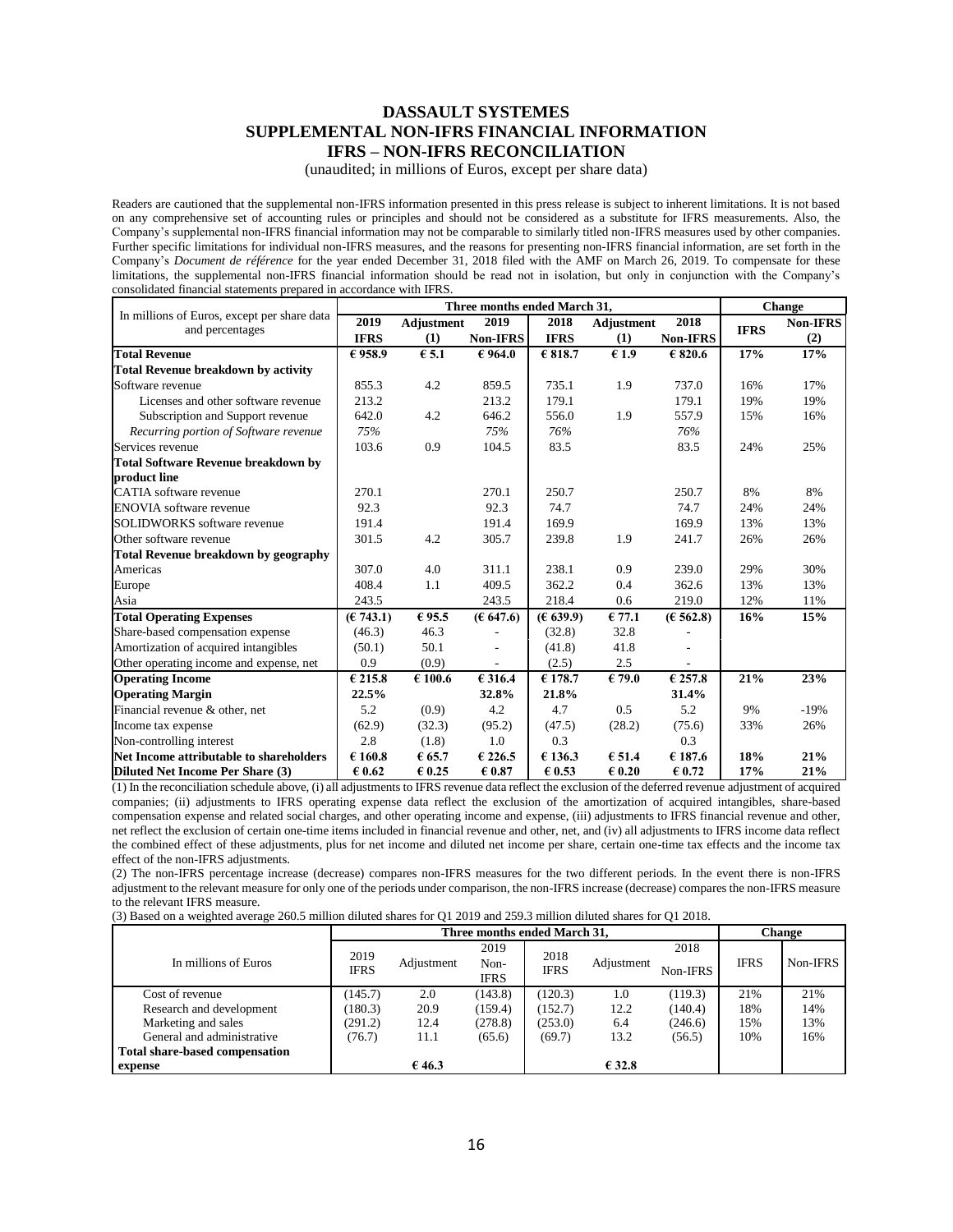# DASSAULT SYSTEMES
# SUPPLEMENTAL NON-IFRS FINANCIAL INFORMATION
# IFRS – NON-IFRS RECONCILIATION

(unaudited; in millions of Euros, except per share data)

Readers are cautioned that the supplemental non-IFRS information presented in this press release is subject to inherent limitations. It is not based on any comprehensive set of accounting rules or principles and should not be considered as a substitute for IFRS measurements. Also, the Company's supplemental non-IFRS financial information may not be comparable to similarly titled non-IFRS measures used by other companies. Further specific limitations for individual non-IFRS measures, and the reasons for presenting non-IFRS financial information, are set forth in the Company's *Document de référence* for the year ended December 31, 2018 filed with the AMF on March 26, 2019. To compensate for these limitations, the supplemental non-IFRS financial information should be read not in isolation, but only in conjunction with the Company's consolidated financial statements prepared in accordance with IFRS.

| In millions of Euros, except per share data and percentages | Three months ended March 31, | | | | | | Change | |
|---|---|---|---|---|---|---|---|---|
| | 2019 IFRS | Adjustment (1) | 2019 Non-IFRS | 2018 IFRS | Adjustment (1) | 2018 Non-IFRS | IFRS | Non-IFRS (2) |
| **Total Revenue** | **€ 958.9** | **€ 5.1** | **€ 964.0** | **€ 818.7** | **€ 1.9** | **€ 820.6** | **17%** | **17%** |
| **Total Revenue breakdown by activity** | | | | | | | | |
| Software revenue | 855.3 | 4.2 | 859.5 | 735.1 | 1.9 | 737.0 | 16% | 17% |
| Licenses and other software revenue | 213.2 | | 213.2 | 179.1 | | 179.1 | 19% | 19% |
| Subscription and Support revenue | 642.0 | 4.2 | 646.2 | 556.0 | 1.9 | 557.9 | 15% | 16% |
| *Recurring portion of Software revenue* | *75%* | | *75%* | *76%* | | *76%* | | |
| Services revenue | 103.6 | 0.9 | 104.5 | 83.5 | | 83.5 | 24% | 25% |
| **Total Software Revenue breakdown by product line** | | | | | | | | |
| CATIA software revenue | 270.1 | | 270.1 | 250.7 | | 250.7 | 8% | 8% |
| ENOVIA software revenue | 92.3 | | 92.3 | 74.7 | | 74.7 | 24% | 24% |
| SOLIDWORKS software revenue | 191.4 | | 191.4 | 169.9 | | 169.9 | 13% | 13% |
| Other software revenue | 301.5 | 4.2 | 305.7 | 239.8 | 1.9 | 241.7 | 26% | 26% |
| **Total Revenue breakdown by geography** | | | | | | | | |
| Americas | 307.0 | 4.0 | 311.1 | 238.1 | 0.9 | 239.0 | 29% | 30% |
| Europe | 408.4 | 1.1 | 409.5 | 362.2 | 0.4 | 362.6 | 13% | 13% |
| Asia | 243.5 | | 243.5 | 218.4 | 0.6 | 219.0 | 12% | 11% |
| **Total Operating Expenses** | **(€ 743.1)** | **€ 95.5** | **(€ 647.6)** | **(€ 639.9)** | **€ 77.1** | **(€ 562.8)** | **16%** | **15%** |
| Share-based compensation expense | (46.3) | 46.3 | - | (32.8) | 32.8 | - | | |
| Amortization of acquired intangibles | (50.1) | 50.1 | - | (41.8) | 41.8 | - | | |
| Other operating income and expense, net | 0.9 | (0.9) | - | (2.5) | 2.5 | - | | |
| **Operating Income** | **€ 215.8** | **€ 100.6** | **€ 316.4** | **€ 178.7** | **€ 79.0** | **€ 257.8** | **21%** | **23%** |
| **Operating Margin** | **22.5%** | | **32.8%** | **21.8%** | | **31.4%** | | |
| Financial revenue & other, net | 5.2 | (0.9) | 4.2 | 4.7 | 0.5 | 5.2 | 9% | -19% |
| Income tax expense | (62.9) | (32.3) | (95.2) | (47.5) | (28.2) | (75.6) | 33% | 26% |
| Non-controlling interest | 2.8 | (1.8) | 1.0 | 0.3 | | 0.3 | | |
| **Net Income attributable to shareholders** | **€ 160.8** | **€ 65.7** | **€ 226.5** | **€ 136.3** | **€ 51.4** | **€ 187.6** | **18%** | **21%** |
| **Diluted Net Income Per Share (3)** | **€ 0.62** | **€ 0.25** | **€ 0.87** | **€ 0.53** | **€ 0.20** | **€ 0.72** | **17%** | **21%** |

(1) In the reconciliation schedule above, (i) all adjustments to IFRS revenue data reflect the exclusion of the deferred revenue adjustment of acquired companies; (ii) adjustments to IFRS operating expense data reflect the exclusion of the amortization of acquired intangibles, share-based compensation expense and related social charges, and other operating income and expense, (iii) adjustments to IFRS financial revenue and other, net reflect the exclusion of certain one-time items included in financial revenue and other, net, and (iv) all adjustments to IFRS income data reflect the combined effect of these adjustments, plus for net income and diluted net income per share, certain one-time tax effects and the income tax effect of the non-IFRS adjustments.

(2) The non-IFRS percentage increase (decrease) compares non-IFRS measures for the two different periods. In the event there is non-IFRS adjustment to the relevant measure for only one of the periods under comparison, the non-IFRS increase (decrease) compares the non-IFRS measure to the relevant IFRS measure.

(3) Based on a weighted average 260.5 million diluted shares for Q1 2019 and 259.3 million diluted shares for Q1 2018.

| In millions of Euros | Three months ended March 31, | | | | | | Change | |
|---|---|---|---|---|---|---|---|---|
| | 2019 IFRS | Adjustment | 2019 Non-IFRS | 2018 IFRS | Adjustment | 2018 Non-IFRS | IFRS | Non-IFRS |
| Cost of revenue | (145.7) | 2.0 | (143.8) | (120.3) | 1.0 | (119.3) | 21% | 21% |
| Research and development | (180.3) | 20.9 | (159.4) | (152.7) | 12.2 | (140.4) | 18% | 14% |
| Marketing and sales | (291.2) | 12.4 | (278.8) | (253.0) | 6.4 | (246.6) | 15% | 13% |
| General and administrative | (76.7) | 11.1 | (65.6) | (69.7) | 13.2 | (56.5) | 10% | 16% |
| **Total share-based compensation expense** | | **€ 46.3** | | | **€ 32.8** | | | |